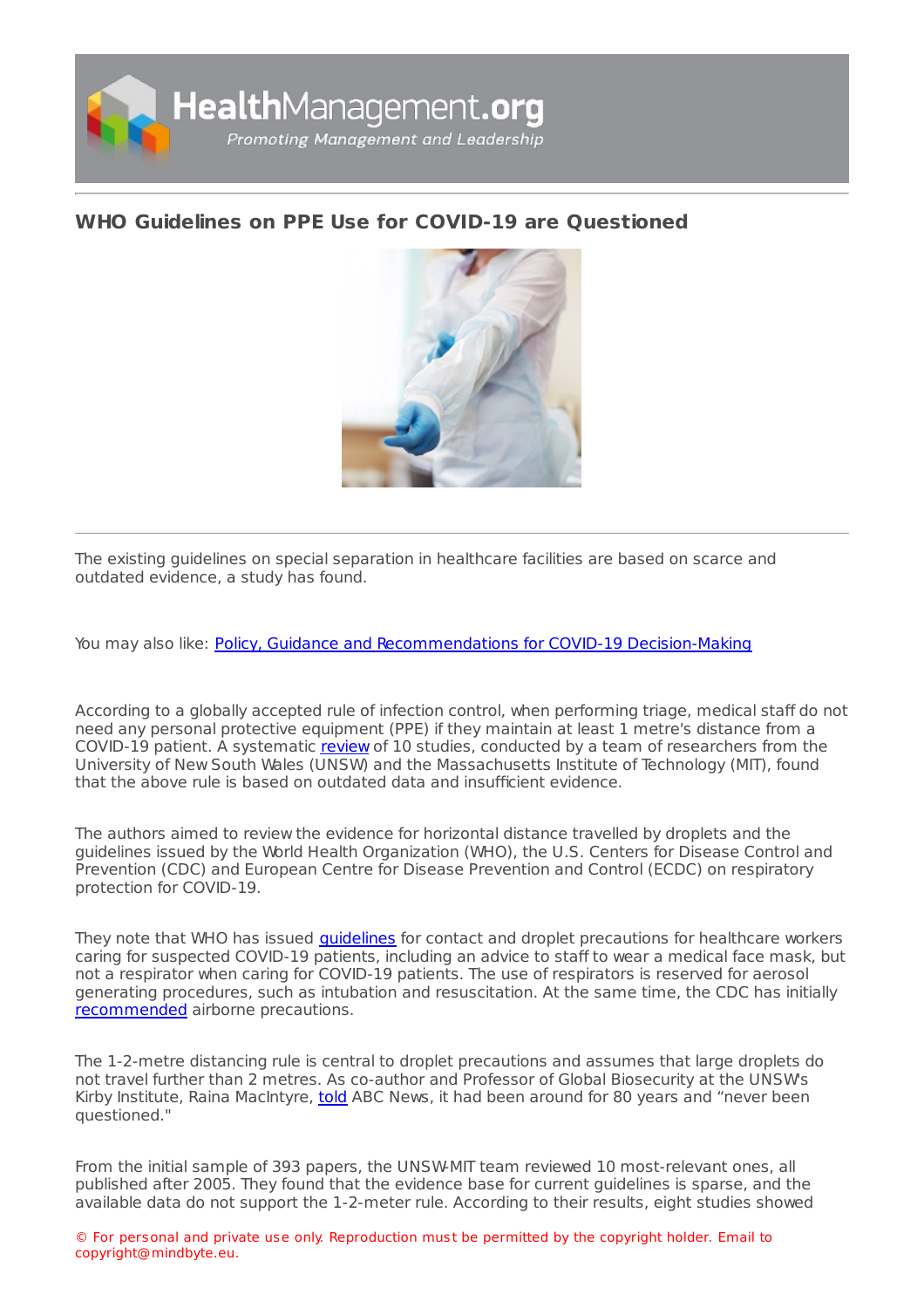# WHO Guidelines on PPE Use for COVID-19 are Questioned

The existing guidelines on special separation in healthcare facilities are based on scarce and outdated evidence, a study has found.

You may also like: Policy, Guidance and Recommendations for COVID-19 Decision-Making

According to a globally accepted rule of infection control, when performing triage, medical staff do not need any personal protective equipment (PPE) if they maintain at least 1 metre's distance from a COVID-19 patient. A systematic review of 10 studies, conducted by a team of researchers from the University of New South Wales (UNSW) and the Massachusetts Institute of Technology (MIT), found that the above rule is based on outdated data and insufficient evidence.

The authors aimed to review the evidence for horizontal distance travelled by droplets and the guidelines issued by the World Health Organization (WHO), the U.S. Centers for Disease Control and Prevention (CDC) and European Centre for Disease Prevention and Control (ECDC) on respiratory protection for COVID-19.

They note that WHO has issued guidelines for contact and droplet precautions for healthcare workers caring for suspected COVID-19 patients, including an advice to staff to wear a medical face mask, but not a respirator when caring for COVID-19 patients. The use of respirators is reserved for aerosol generating procedures, such as intubation and resuscitation. At the same time, the CDC has initially recommended airborne precautions.

The 1-2-metre distancing rule is central to droplet precautions and assumes that large droplets do not travel further than 2 metres. As co-author and Professor of Global Biosecurity at the UNSW's Kirby Institute, Raina MacIntyre, told ABC News, it had been around for 80 years and "never been questioned."

From the initial sample of 393 papers, the UNSW-MIT team reviewed 10 most-relevant ones, all published after 2005. They found that the evidence base for current guidelines is sparse, and the available data do not support the 1-2-meter rule. According to their results, eight studies showed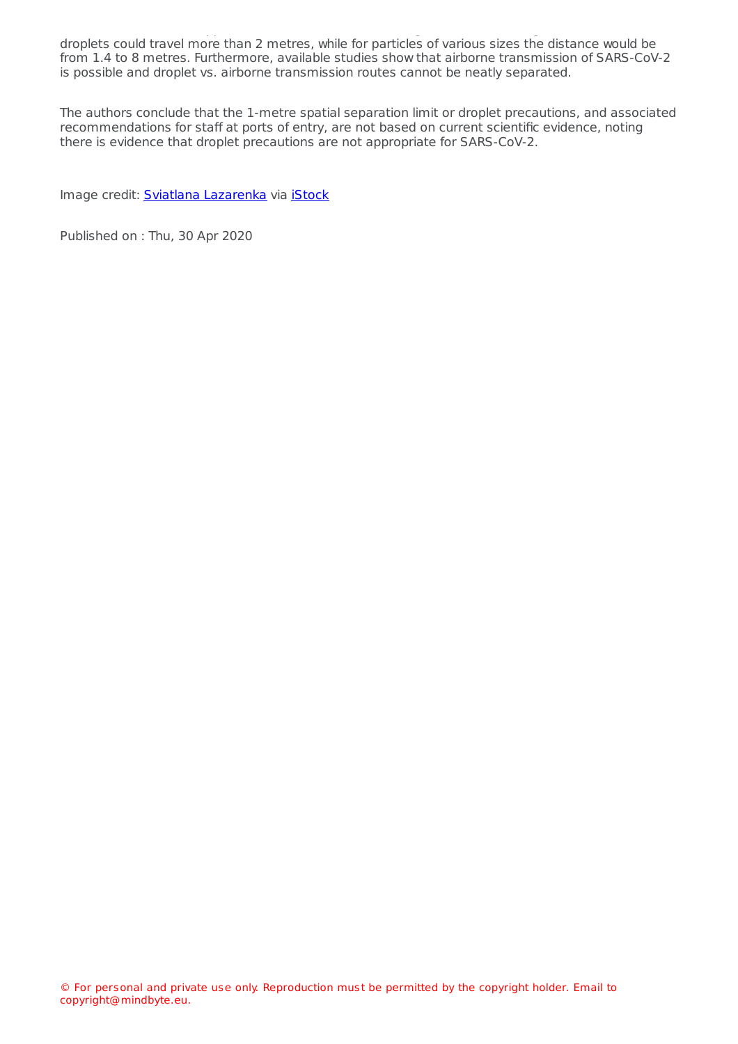droplets could travel more than 2 metres, while for particles of various sizes the distance would be from 1.4 to 8 metres. Furthermore, available studies show that airborne transmission of SARS-CoV-2 is possible and droplet vs. airborne transmission routes cannot be neatly separated.

The authors conclude that the 1-metre spatial separation limit or droplet precautions, and associated recommendations for staff at ports of entry, are not based on current scientific evidence, noting there is evidence that droplet precautions are not appropriate for SARS-CoV-2.

Image credit: Sviatlana Lazarenka via iStock

Published on : Thu, 30 Apr 2020

© For personal and private use only. Reproduction must be permitted by the copyright holder. Email to copyright@mindbyte.eu.